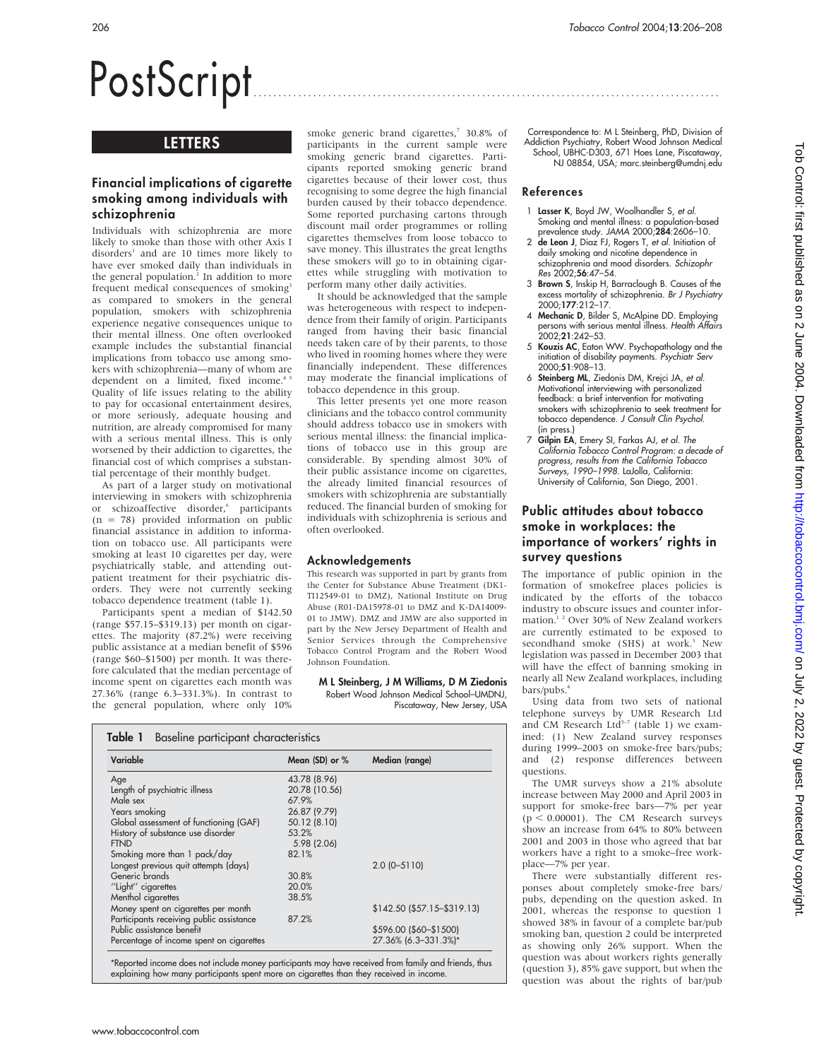# PostScript

## LETTERS

### Financial implications of cigarette smoking among individuals with schizophrenia

Individuals with schizophrenia are more likely to smoke than those with other Axis I disorders[1] and are 10 times more likely to have ever smoked daily than individuals in the general population.[2] In addition to more frequent medical consequences of smoking[3] as compared to smokers in the general population, smokers with schizophrenia experience negative consequences unique to their mental illness. One often overlooked example includes the substantial financial implications from tobacco use among smokers with schizophrenia—many of whom are dependent on a limited, fixed income.[4 5] Quality of life issues relating to the ability to pay for occasional entertainment desires, or more seriously, adequate housing and nutrition, are already compromised for many with a serious mental illness. This is only worsened by their addiction to cigarettes, the financial cost of which comprises a substantial percentage of their monthly budget.

As part of a larger study on motivational interviewing in smokers with schizophrenia or schizoaffective disorder,[6] participants (n = 78) provided information on public financial assistance in addition to information on tobacco use. All participants were smoking at least 10 cigarettes per day, were psychiatrically stable, and attending outpatient treatment for their psychiatric disorders. They were not currently seeking tobacco dependence treatment (table 1).

Participants spent a median of $142.50 (range $57.15–$319.13) per month on cigarettes. The majority (87.2%) were receiving public assistance at a median benefit of $596 (range $60–$1500) per month. It was therefore calculated that the median percentage of income spent on cigarettes each month was 27.36% (range 6.3–331.3%). In contrast to the general population, where only 10% smoke generic brand cigarettes,[7] 30.8% of participants in the current sample were smoking generic brand cigarettes. Participants reported smoking generic brand cigarettes because of their lower cost, thus recognising to some degree the high financial burden caused by their tobacco dependence. Some reported purchasing cartons through discount mail order programmes or rolling cigarettes themselves from loose tobacco to save money. This illustrates the great lengths these smokers will go to in obtaining cigarettes while struggling with motivation to perform many other daily activities.

It should be acknowledged that the sample was heterogeneous with respect to independence from their family of origin. Participants ranged from having their basic financial needs taken care of by their parents, to those who lived in rooming homes where they were financially independent. These differences may moderate the financial implications of tobacco dependence in this group.

This letter presents yet one more reason clinicians and the tobacco control community should address tobacco use in smokers with serious mental illness: the financial implications of tobacco use in this group are considerable. By spending almost 30% of their public assistance income on cigarettes, the already limited financial resources of smokers with schizophrenia are substantially reduced. The financial burden of smoking for individuals with schizophrenia is serious and often overlooked.

**Table 1** Baseline participant characteristics

| Variable | Mean (SD) or % | Median (range) |
|---|---|---|
| Age | 43.78 (8.96) | |
| Length of psychiatric illness | 20.78 (10.56) | |
| Male sex | 67.9% | |
| Years smoking | 26.87 (9.79) | |
| Global assessment of functioning (GAF) | 50.12 (8.10) | |
| History of substance use disorder | 53.2% | |
| FTND | 5.98 (2.06) | |
| Smoking more than 1 pack/day | 82.1% | |
| Longest previous quit attempts (days) | | 2.0 (0–5110) |
| Generic brands | 30.8% | |
| "Light" cigarettes | 20.0% | |
| Menthol cigarettes | 38.5% | |
| Money spent on cigarettes per month | | $142.50 ($57.15–$319.13) |
| Participants receiving public assistance | 87.2% | |
| Public assistance benefit | | $596.00 ($60–$1500) |
| Percentage of income spent on cigarettes | | 27.36% (6.3–331.3%)* |

*Reported income does not include money participants may have received from family and friends, thus explaining how many participants spent more on cigarettes than they received in income.

#### Acknowledgements

This research was supported in part by grants from the Center for Substance Abuse Treatment (DK1-TI12549-01 to DMZ), National Institute on Drug Abuse (R01-DA15978-01 to DMZ and K-DA14009-01 to JMW). DMZ and JMW are also supported in part by the New Jersey Department of Health and Senior Services through the Comprehensive Tobacco Control Program and the Robert Wood Johnson Foundation.

**M L Steinberg, J M Williams, D M Ziedonis**
Robert Wood Johnson Medical School–UMDNJ, Piscataway, New Jersey, USA

Correspondence to: M L Steinberg, PhD, Division of Addiction Psychiatry, Robert Wood Johnson Medical School, UBHC-D303, 671 Hoes Lane, Piscataway, NJ 08854, USA; marc.steinberg@umdnj.edu

#### References

1. **Lasser K**, Boyd JW, Woolhandler S, *et al*. Smoking and mental illness: a population-based prevalence study. *JAMA* 2000;**284**:2606–10.
2. **de Leon J**, Diaz FJ, Rogers T, *et al*. Initiation of daily smoking and nicotine dependence in schizophrenia and mood disorders. *Schizophr Res* 2002;**56**:47–54.
3. **Brown S**, Inskip H, Barraclough B. Causes of the excess mortality of schizophrenia. *Br J Psychiatry* 2000;**177**:212–17.
4. **Mechanic D**, Bilder S, McAlpine DD. Employing persons with serious mental illness. *Health Affairs* 2002;**21**:242–53.
5. **Kouzis AC**, Eaton WW. Psychopathology and the initiation of disability payments. *Psychiatr Serv* 2000;**51**:908–13.
6. **Steinberg ML**, Ziedonis DM, Krejci JA, *et al*. Motivational interviewing with personalized feedback: a brief intervention for motivating smokers with schizophrenia to seek treatment for tobacco dependence. *J Consult Clin Psychol*. (in press.)
7. **Gilpin EA**, Emery SI, Farkas AJ, *et al*. *The California Tobacco Control Program: a decade of progress, results from the California Tobacco Surveys, 1990–1998*. LaJolla, California: University of California, San Diego, 2001.

### Public attitudes about tobacco smoke in workplaces: the importance of workers' rights in survey questions

The importance of public opinion in the formation of smokefree places policies is indicated by the efforts of the tobacco industry to obscure issues and counter information.[1 2] Over 30% of New Zealand workers are currently estimated to be exposed to secondhand smoke (SHS) at work.[3] New legislation was passed in December 2003 that will have the effect of banning smoking in nearly all New Zealand workplaces, including bars/pubs.[4]

Using data from two sets of national telephone surveys by UMR Research Ltd and CM Research Ltd[5–7] (table 1) we examined: (1) New Zealand survey responses during 1999–2003 on smoke-free bars/pubs; and (2) response differences between questions.

The UMR surveys show a 21% absolute increase between May 2000 and April 2003 in support for smoke-free bars—7% per year ($p < 0.00001$). The CM Research surveys show an increase from 64% to 80% between 2001 and 2003 in those who agreed that bar workers have a right to a smoke-free workplace—7% per year.

There were substantially different responses about completely smoke-free bars/pubs, depending on the question asked. In 2001, whereas the response to question 1 showed 38% in favour of a complete bar/pub smoking ban, question 2 could be interpreted as showing only 26% support. When the question was about workers rights generally (question 3), 85% gave support, but when the question was about the rights of bar/pub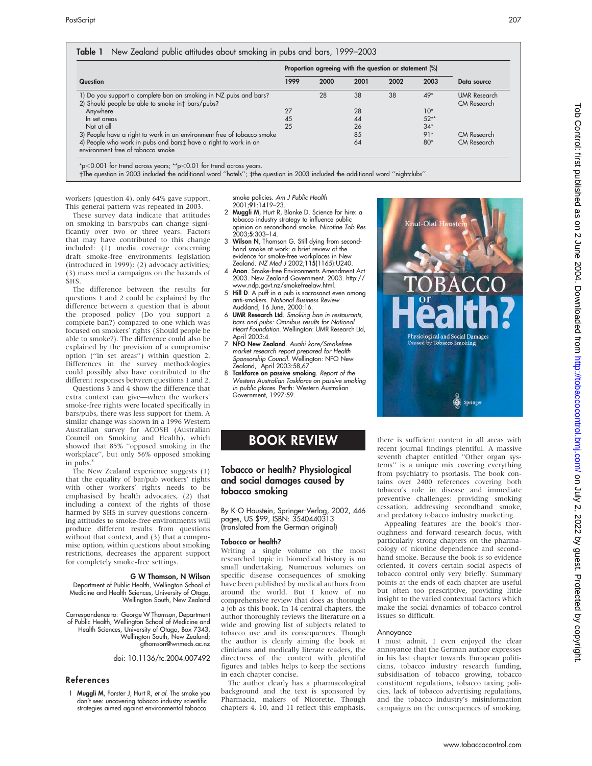**Table 1** New Zealand public attitudes about smoking in pubs and bars, 1999–2003

| Question | Proportion agreeing with the question or statement (%) | | | | | Data source |
|---|---|---|---|---|---|---|
| | 1999 | 2000 | 2001 | 2002 | 2003 | |
| 1) Do you support a complete ban on smoking in NZ pubs and bars? | | 28 | 38 | 38 | 49* | UMR Research |
| 2) Should people be able to smoke in† bars/pubs? | | | | | | CM Research |
| Anywhere | 27 | | 28 | | 10* | |
| In set areas | 45 | | 44 | | 52** | |
| Not at all | 25 | | 26 | | 34* | |
| 3) People have a right to work in an environment free of tobacco smoke | | | 85 | | 91* | CM Research |
| 4) People who work in pubs and bars‡ have a right to work in an environment free of tobacco smoke | | | 64 | | 80* | CM Research |

*p<0.001 for trend across years; **p<0.01 for trend across years.
†The question in 2003 included the additional word "hotels"; ‡the question in 2003 included the additional word "nightclubs".

workers (question 4), only 64% gave support. This general pattern was repeated in 2003.

These survey data indicate that attitudes on smoking in bars/pubs can change significantly over two or three years. Factors that may have contributed to this change included: (1) media coverage concerning draft smoke-free environments legislation (introduced in 1999); (2) advocacy activities; (3) mass media campaigns on the hazards of SHS.

The difference between the results for questions 1 and 2 could be explained by the difference between a question that is about the proposed policy (Do you support a complete ban?) compared to one which was focused on smokers' rights (Should people be able to smoke?). The difference could also be explained by the provision of a compromise option ("in set areas") within question 2. Differences in the survey methodologies could possibly also have contributed to the different responses between questions 1 and 2.

Questions 3 and 4 show the difference that extra context can give—when the workers' smoke-free rights were located specifically in bars/pubs, there was less support for them. A similar change was shown in a 1996 Western Australian survey for ACOSH (Australian Council on Smoking and Health), which showed that 85% "opposed smoking in the workplace", but only 56% opposed smoking in pubs.[8]

The New Zealand experience suggests (1) that the equality of bar/pub workers' rights with other workers' rights needs to be emphasised by health advocates, (2) that including a context of the rights of those harmed by SHS in survey questions concerning attitudes to smoke-free environments will produce different results from questions without that context, and (3) that a compromise option, within questions about smoking restrictions, decreases the apparent support for completely smoke-free settings.

**G W Thomson, N Wilson**

Department of Public Health, Wellington School of Medicine and Health Sciences, University of Otago, Wellington South, New Zealand

Correspondence to: George W Thomson, Department of Public Health, Wellington School of Medicine and Health Sciences, University of Otago, Box 7343, Wellington South, New Zealand; gthomson@wnmeds.ac.nz

doi: 10.1136/tc.2004.007492

## References

1. **Muggli M**, Forster J, Hurt R, *et al*. The smoke you don't see: uncovering tobacco industry scientific strategies aimed against environmental tobacco smoke policies. *Am J Public Health* 2001;**91**:1419–23.
2. **Muggli M**, Hurt R, Blanke D. Science for hire: a tobacco industry strategy to influence public opinion on secondhand smoke. *Nicotine Tob Res* 2003;**5**:303–14.
3. **Wilson N**, Thomson G. Still dying from secondhand smoke at work: a brief review of the evidence for smoke-free workplaces in New Zealand. *NZ Med J* 2002;**115**(1165):U240.
4. **Anon**. Smoke-free Environments Amendment Act 2003. New Zealand Government. 2003. http://www.ndp.govt.nz/smokefreelaw.html.
5. **Hill D**. A puff in a pub is sacrosanct even among anti-smokers. *National Business Review*. Auckland, 16 June, 2000:16.
6. **UMR Research Ltd**. *Smoking ban in restaurants, bars and pubs: Omnibus results for National Heart Foundation*. Wellington: UMR Research Ltd, April 2003:4.
7. **NFO New Zealand**. *Auahi kore/Smokefree market research report prepared for Health Sponsorship Council*. Wellington: NFO New Zealand, April 2003:58,67.
8. **Taskforce on passive smoking**. *Report of the Western Australian Taskforce on passive smoking in public places*. Perth: Western Australian Government, 1997:59.

# BOOK REVIEW

## Tobacco or health? Physiological and social damages caused by tobacco smoking

By K-O Haustein, Springer-Verlag, 2002, 446 pages, US $99, ISBN: 3540440313 (translated from the German original)

### Tobacco or health?

Writing a single volume on the most researched topic in biomedical history is no small undertaking. Numerous volumes on specific disease consequences of smoking have been published by medical authors from around the world. But I know of no comprehensive review that does as thorough a job as this book. In 14 central chapters, the author thoroughly reviews the literature on a wide and growing list of subjects related to tobacco use and its consequences. Though the author is clearly aiming the book at clinicians and medically literate readers, the directness of the content with plentiful figures and tables helps to keep the sections in each chapter concise.

The author clearly has a pharmacological background and the text is sponsored by Pharmacia, makers of Nicorette. Though chapters 4, 10, and 11 reflect this emphasis, there is sufficient content in all areas with recent journal findings plentiful. A massive seventh chapter entitled "Other organ systems" is a unique mix covering everything from psychiatry to psoriasis. The book contains over 2400 references covering both tobacco's role in disease and immediate preventive challenges: providing smoking cessation, addressing secondhand smoke, and predatory tobacco industry marketing.

Appealing features are the book's thoroughness and forward research focus, with particularly strong chapters on the pharmacology of nicotine dependence and secondhand smoke. Because the book is so evidence oriented, it covers certain social aspects of tobacco control only very briefly. Summary points at the ends of each chapter are useful but often too prescriptive, providing little insight to the varied contextual factors which make the social dynamics of tobacco control issues so difficult.

### Annoyance

I must admit, I even enjoyed the clear annoyance that the German author expresses in his last chapter towards European politicians, tobacco industry research funding, subsidisation of tobacco growing, tobacco constituent regulations, tobacco taxing policies, lack of tobacco advertising regulations, and the tobacco industry's misinformation campaigns on the consequences of smoking.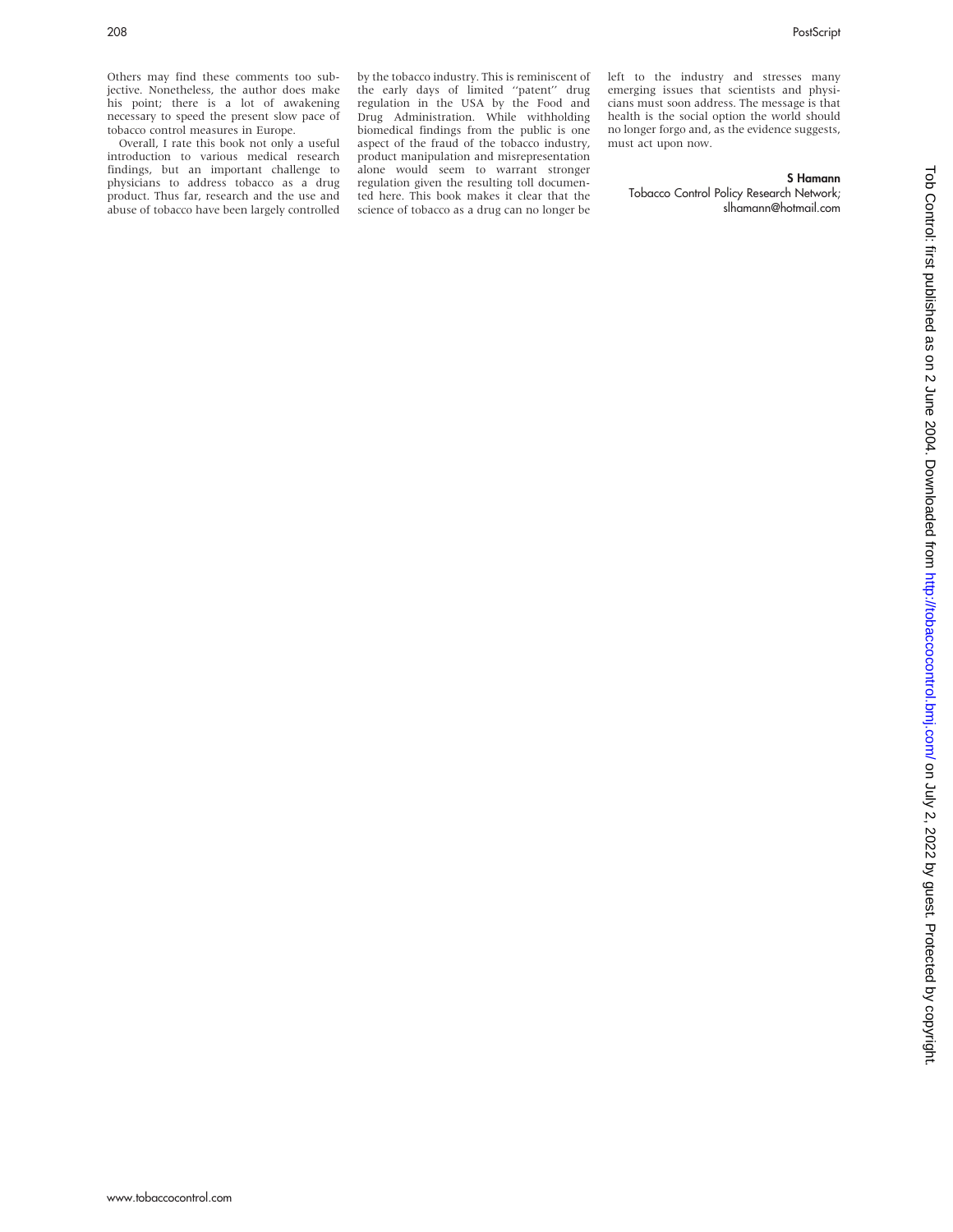Others may find these comments too subjective. Nonetheless, the author does make his point; there is a lot of awakening necessary to speed the present slow pace of tobacco control measures in Europe.

Overall, I rate this book not only a useful introduction to various medical research findings, but an important challenge to physicians to address tobacco as a drug product. Thus far, research and the use and abuse of tobacco have been largely controlled by the tobacco industry. This is reminiscent of the early days of limited "patent" drug regulation in the USA by the Food and Drug Administration. While withholding biomedical findings from the public is one aspect of the fraud of the tobacco industry, product manipulation and misrepresentation alone would seem to warrant stronger regulation given the resulting toll documented here. This book makes it clear that the science of tobacco as a drug can no longer be left to the industry and stresses many emerging issues that scientists and physicians must soon address. The message is that health is the social option the world should no longer forgo and, as the evidence suggests, must act upon now.

**S Hamann**
Tobacco Control Policy Research Network;
slhamann@hotmail.com